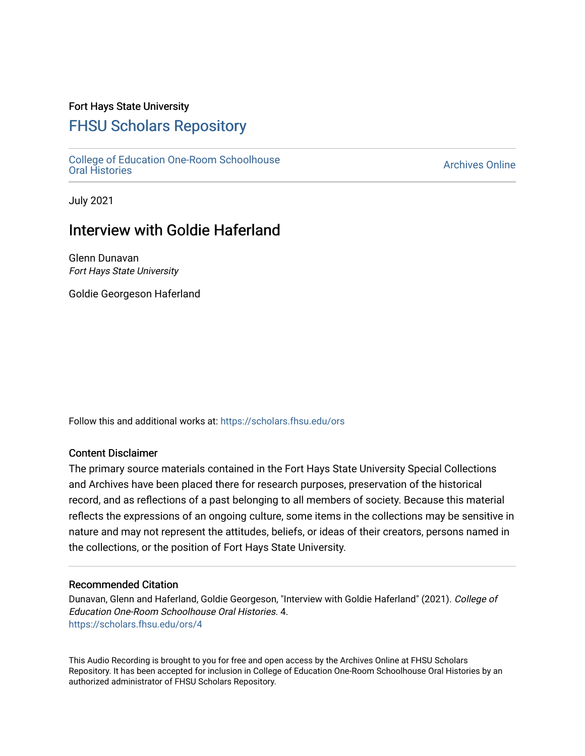Fort Hays State University

# FHSU Scholars Repository

College of Education One-Room Schoolhouse Oral Histories

Archives Online

July 2021

## Interview with Goldie Haferland

Glenn Dunavan
*Fort Hays State University*

Goldie Georgeson Haferland

Follow this and additional works at: https://scholars.fhsu.edu/ors

### Content Disclaimer

The primary source materials contained in the Fort Hays State University Special Collections and Archives have been placed there for research purposes, preservation of the historical record, and as reflections of a past belonging to all members of society. Because this material reflects the expressions of an ongoing culture, some items in the collections may be sensitive in nature and may not represent the attitudes, beliefs, or ideas of their creators, persons named in the collections, or the position of Fort Hays State University.

### Recommended Citation

Dunavan, Glenn and Haferland, Goldie Georgeson, "Interview with Goldie Haferland" (2021). *College of Education One-Room Schoolhouse Oral Histories.* 4.
https://scholars.fhsu.edu/ors/4

This Audio Recording is brought to you for free and open access by the Archives Online at FHSU Scholars Repository. It has been accepted for inclusion in College of Education One-Room Schoolhouse Oral Histories by an authorized administrator of FHSU Scholars Repository.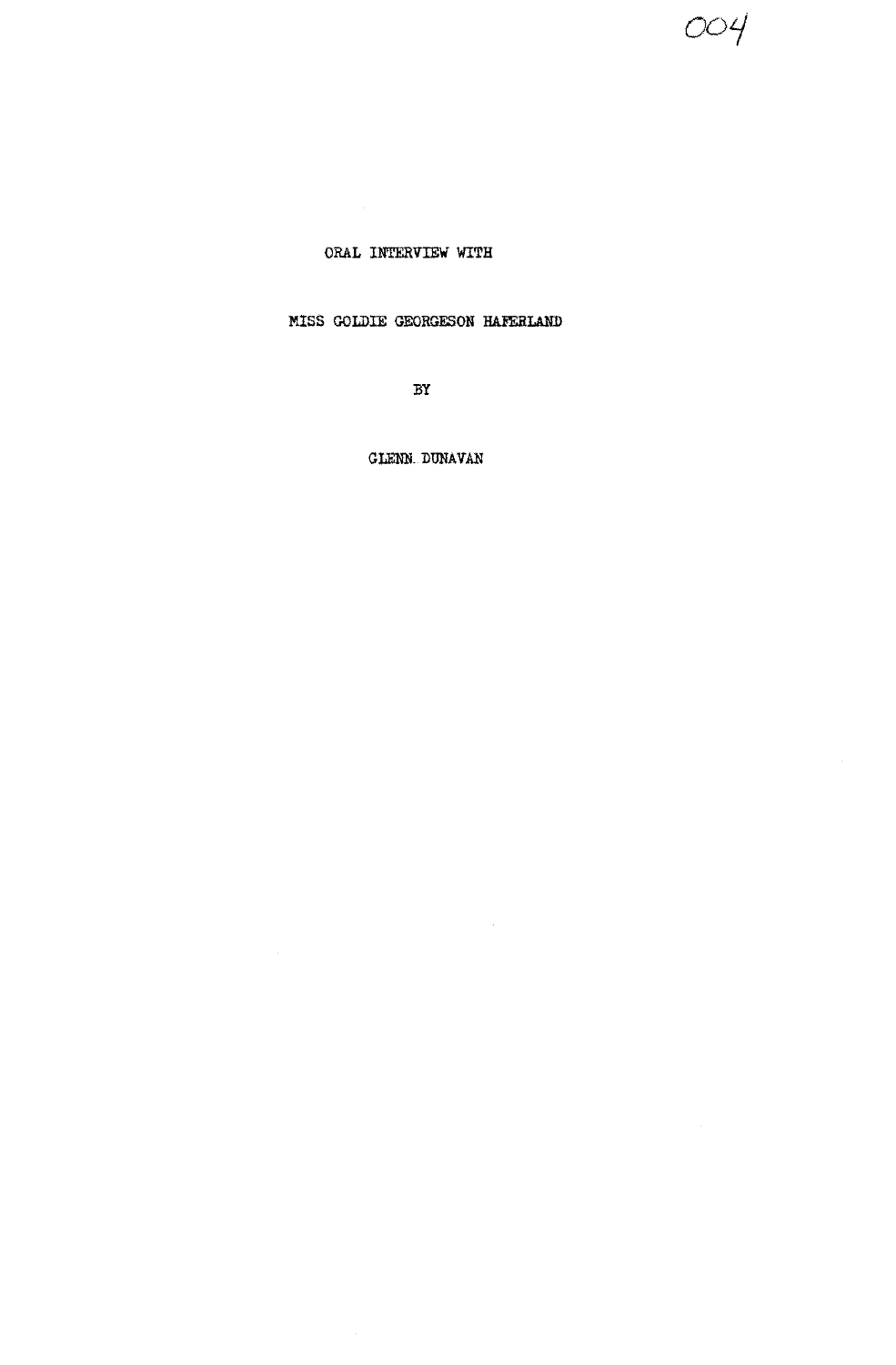ORAL INTERVIEW WITH

MISS GOLDIE GEORGESON HAFERLAND

BY

GLENN DUNAVAN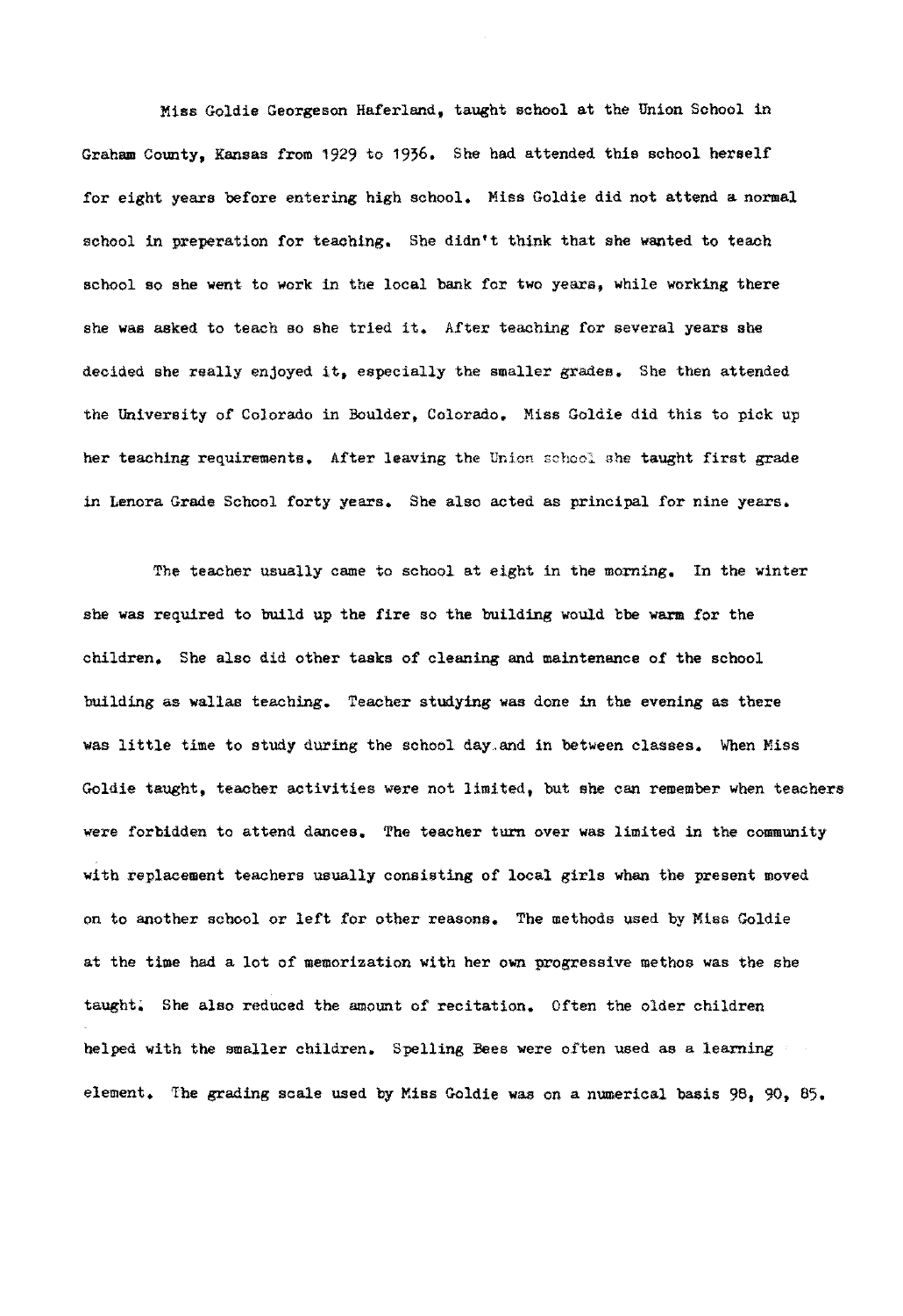Miss Goldie Georgeson Haferland, taught school at the Union School in Graham County, Kansas from 1929 to 1936. She had attended this school herself for eight years before entering high school. Miss Goldie did not attend a normal school in preperation for teaching. She didn't think that she wanted to teach school so she went to work in the local bank for two years, while working there she was asked to teach so she tried it. After teaching for several years she decided she really enjoyed it, especially the smaller grades. She then attended the University of Colorado in Boulder, Colorado. Miss Goldie did this to pick up her teaching requirements. After leaving the Union school she taught first grade in Lenora Grade School forty years. She also acted as principal for nine years.

The teacher usually came to school at eight in the morning. In the winter she was required to build up the fire so the building would bbe warm for the children. She also did other tasks of cleaning and maintenance of the school building as wallas teaching. Teacher studying was done in the evening as there was little time to study during the school day.and in between classes. When Miss Goldie taught, teacher activities were not limited, but she can remember when teachers were forbidden to attend dances. The teacher turn over was limited in the community with replacement teachers usually consisting of local girls whan the present moved on to another school or left for other reasons. The methods used by Miss Goldie at the time had a lot of memorization with her own progressive methos was the she taught. She also reduced the amount of recitation. Often the older children helped with the smaller children. Spelling Bees were often used as a learning element. The grading scale used by Miss Goldie was on a numerical basis 98, 90, 85.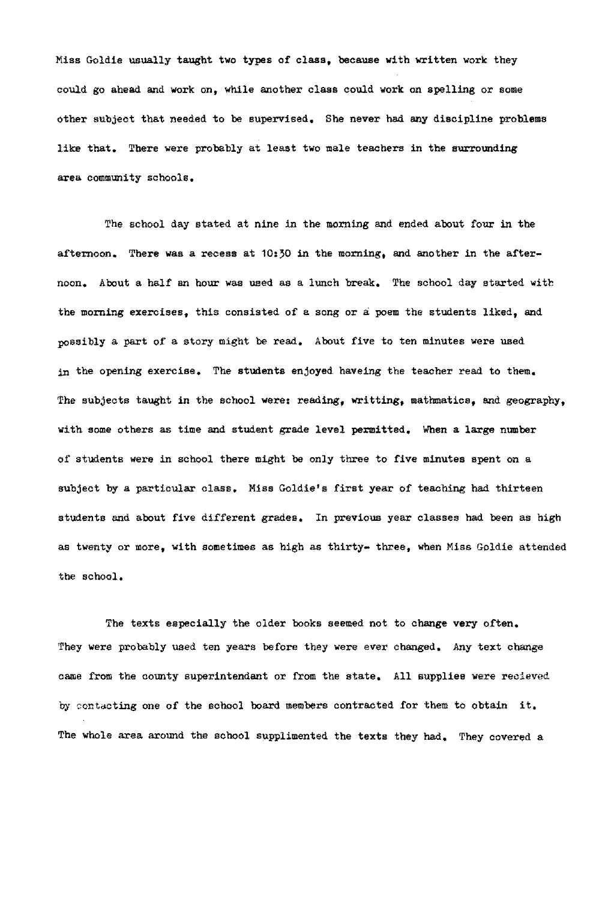Miss Goldie usually taught two types of class, because with written work they could go ahead and work on, while another class could work on spelling or some other subject that needed to be supervised. She never had any discipline problems like that. There were probably at least two male teachers in the surrounding area community schools.

The school day stated at nine in the morning and ended about four in the afternoon. There was a recess at 10:30 in the morning, and another in the afternoon. About a half an hour was used as a lunch break. The school day started with the morning exercises, this consisted of a song or a poem the students liked, and possibly a part of a story might be read. About five to ten minutes were used in the opening exercise. The students enjoyed haveing the teacher read to them. The subjects taught in the school were: reading, writting, mathmatics, and geography, with some others as time and student grade level permitted. When a large number of students were in school there might be only three to five minutes spent on a subject by a particular class. Miss Goldie's first year of teaching had thirteen students and about five different grades. In previous year classes had been as high as twenty or more, with sometimes as high as thirty- three, when Miss Goldie attended the school.

The texts especially the older books seemed not to change very often. They were probably used ten years before they were ever changed. Any text change came from the county superintendant or from the state. All supplies were recieved by contacting one of the school board members contracted for them to obtain it. The whole area around the school supplimented the texts they had. They covered a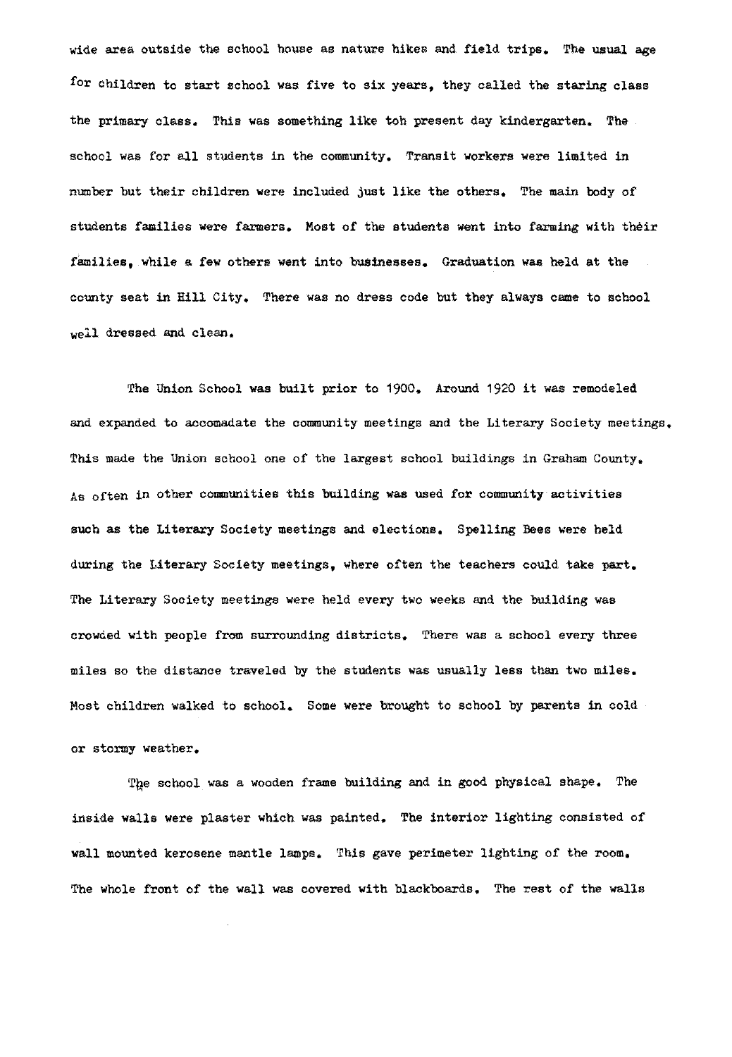wide area outside the school house as nature hikes and field trips. The usual age for children to start school was five to six years, they called the staring class the primary class. This was something like toh present day kindergarten. The school was for all students in the community. Transit workers were limited in number but their children were included just like the others. The main body of students families were farmers. Most of the students went into farming with their families, while a few others went into businesses. Graduation was held at the county seat in Hill City. There was no dress code but they always came to school well dressed and clean.

The Union School was built prior to 1900. Around 1920 it was remodeled and expanded to accomadate the community meetings and the Literary Society meetings. This made the Union school one of the largest school buildings in Graham County. As often in other communities this building was used for community activities such as the Literary Society meetings and elections. Spelling Bees were held during the Literary Society meetings, where often the teachers could take part. The Literary Society meetings were held every two weeks and the building was crowded with people from surrounding districts. There was a school every three miles so the distance traveled by the students was usually less than two miles. Most children walked to school. Some were brought to school by parents in cold or stormy weather.

The school was a wooden frame building and in good physical shape. The inside walls were plaster which was painted. The interior lighting consisted of wall mounted kerosene mantle lamps. This gave perimeter lighting of the room. The whole front of the wall was covered with blackboards. The rest of the walls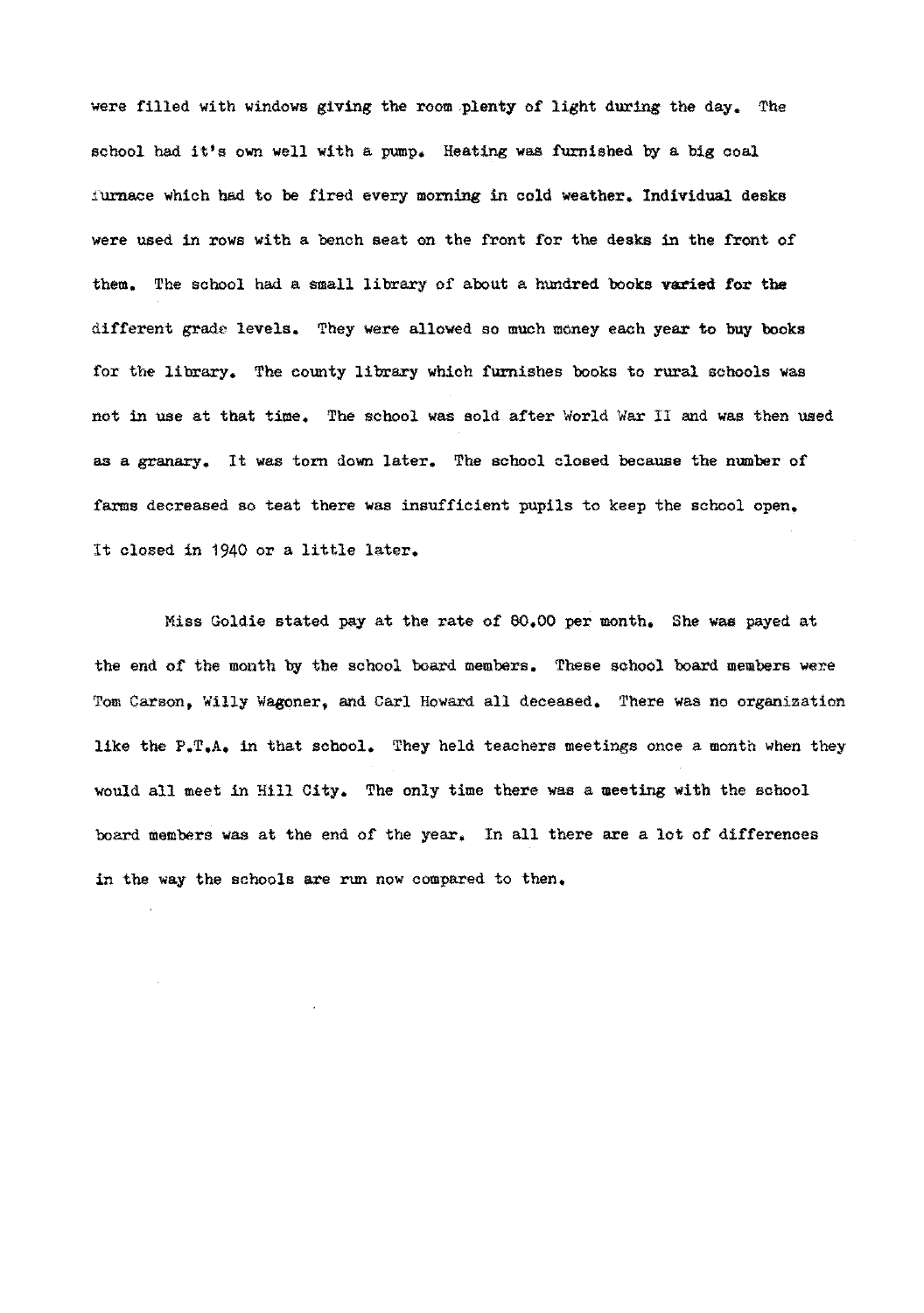were filled with windows giving the room plenty of light during the day. The school had it's own well with a pump. Heating was furnished by a big coal furnace which had to be fired every morning in cold weather. Individual desks were used in rows with a bench seat on the front for the desks in the front of them. The school had a small library of about a hundred books varied for the different grade levels. They were allowed so much money each year to buy books for the library. The county library which furnishes books to rural schools was not in use at that time. The school was sold after World War II and was then used as a granary. It was torn down later. The school closed because the number of farms decreased so teat there was insufficient pupils to keep the school open. It closed in 1940 or a little later.

Miss Goldie stated pay at the rate of 80.00 per month. She was payed at the end of the month by the school board members. These school board members were Tom Carson, Willy Wagoner, and Carl Howard all deceased. There was no organization like the P.T.A. in that school. They held teachers meetings once a month when they would all meet in Hill City. The only time there was a meeting with the school board members was at the end of the year. In all there are a lot of differences in the way the schools are run now compared to then.